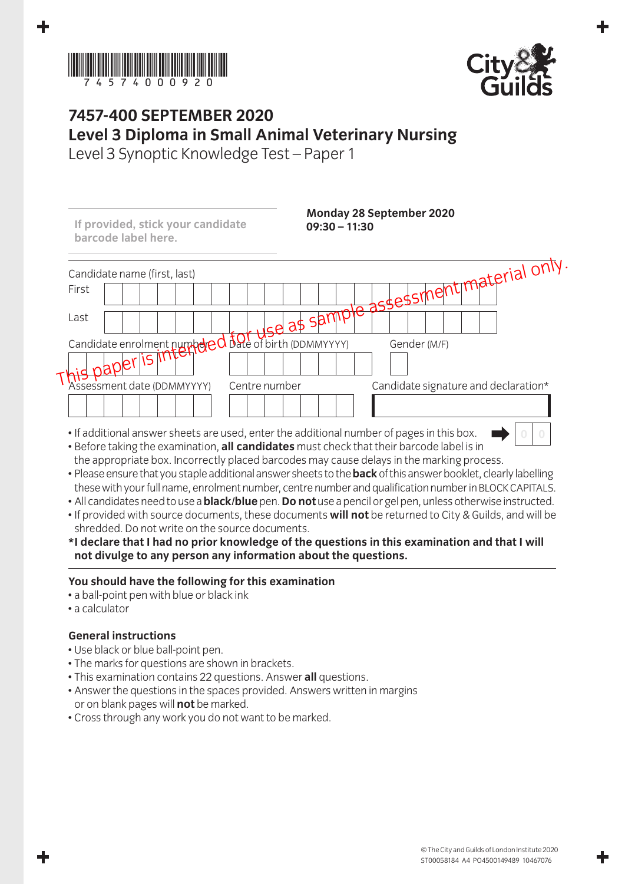7457400920

# 7457-400 SEPTEMBER 2020
## Level 3 Diploma in Small Animal Veterinary Nursing
Level 3 Synoptic Knowledge Test – Paper 1

If provided, stick your candidate barcode label here.

**Monday 28 September 2020**
**09:30 – 11:30**

This paper is intended for use as sample assessment material only.

Candidate name (first, last)

First

Last

Candidate enrolment number

Date of birth (DDMMYYYY)

Gender (M/F)

Assessment date (DDMMYYYY)

Centre number

Candidate signature and declaration*

- If additional answer sheets are used, enter the additional number of pages in this box. 0 0
- Before taking the examination, **all candidates** must check that their barcode label is in the appropriate box. Incorrectly placed barcodes may cause delays in the marking process.
- Please ensure that you staple additional answer sheets to the **back** of this answer booklet, clearly labelling these with your full name, enrolment number, centre number and qualification number in BLOCK CAPITALS.
- All candidates need to use a **black/blue** pen. **Do not** use a pencil or gel pen, unless otherwise instructed.
- If provided with source documents, these documents **will not** be returned to City & Guilds, and will be shredded. Do not write on the source documents.

**\*I declare that I had no prior knowledge of the questions in this examination and that I will not divulge to any person any information about the questions.**

### You should have the following for this examination
- a ball-point pen with blue or black ink
- a calculator

### General instructions
- Use black or blue ball-point pen.
- The marks for questions are shown in brackets.
- This examination contains 22 questions. Answer **all** questions.
- Answer the questions in the spaces provided. Answers written in margins or on blank pages will **not** be marked.
- Cross through any work you do not want to be marked.

© The City and Guilds of London Institute 2020
ST00058184 A4 PO4500149489 10467076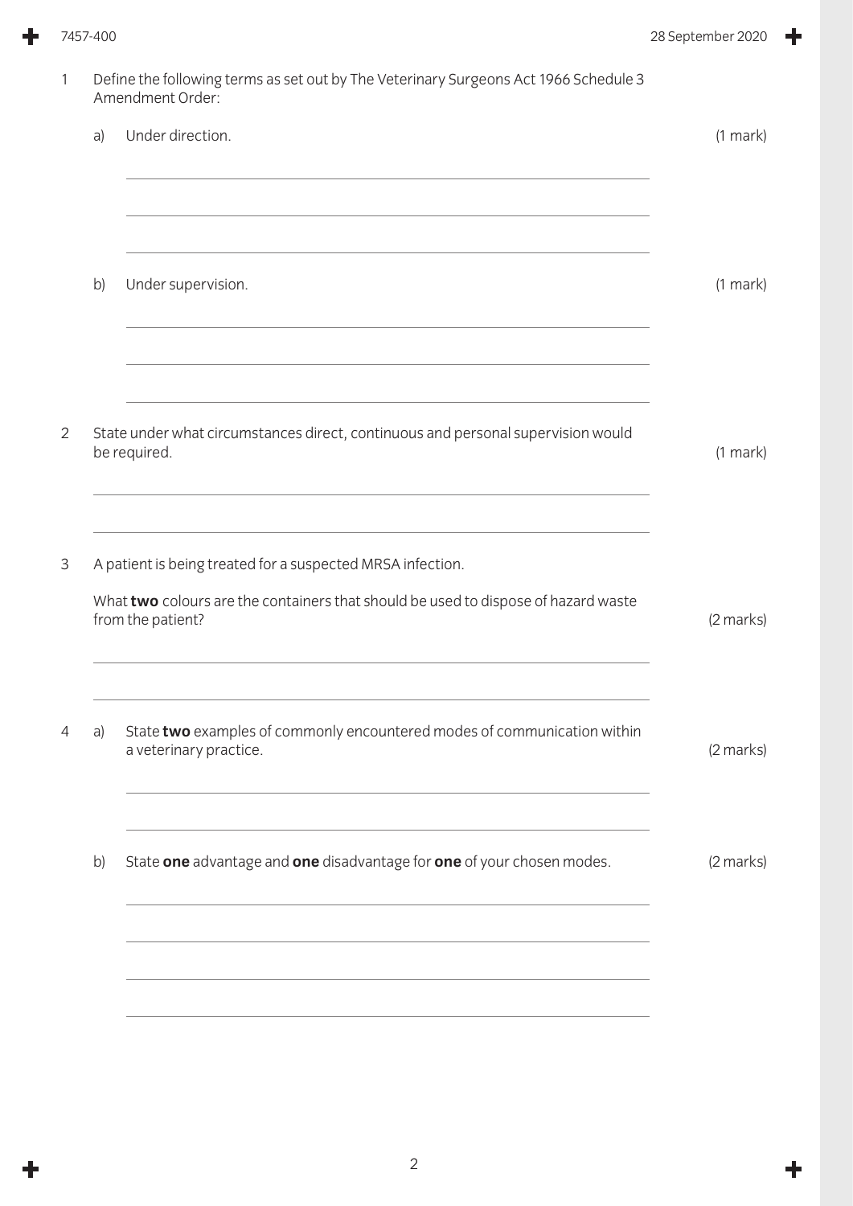1 Define the following terms as set out by The Veterinary Surgeons Act 1966 Schedule 3 Amendment Order:

a) Under direction. (1 mark)

b) Under supervision. (1 mark)

2 State under what circumstances direct, continuous and personal supervision would be required. (1 mark)

3 A patient is being treated for a suspected MRSA infection.

What **two** colours are the containers that should be used to dispose of hazard waste from the patient? (2 marks)

4 a) State **two** examples of commonly encountered modes of communication within a veterinary practice. (2 marks)

b) State **one** advantage and **one** disadvantage for **one** of your chosen modes. (2 marks)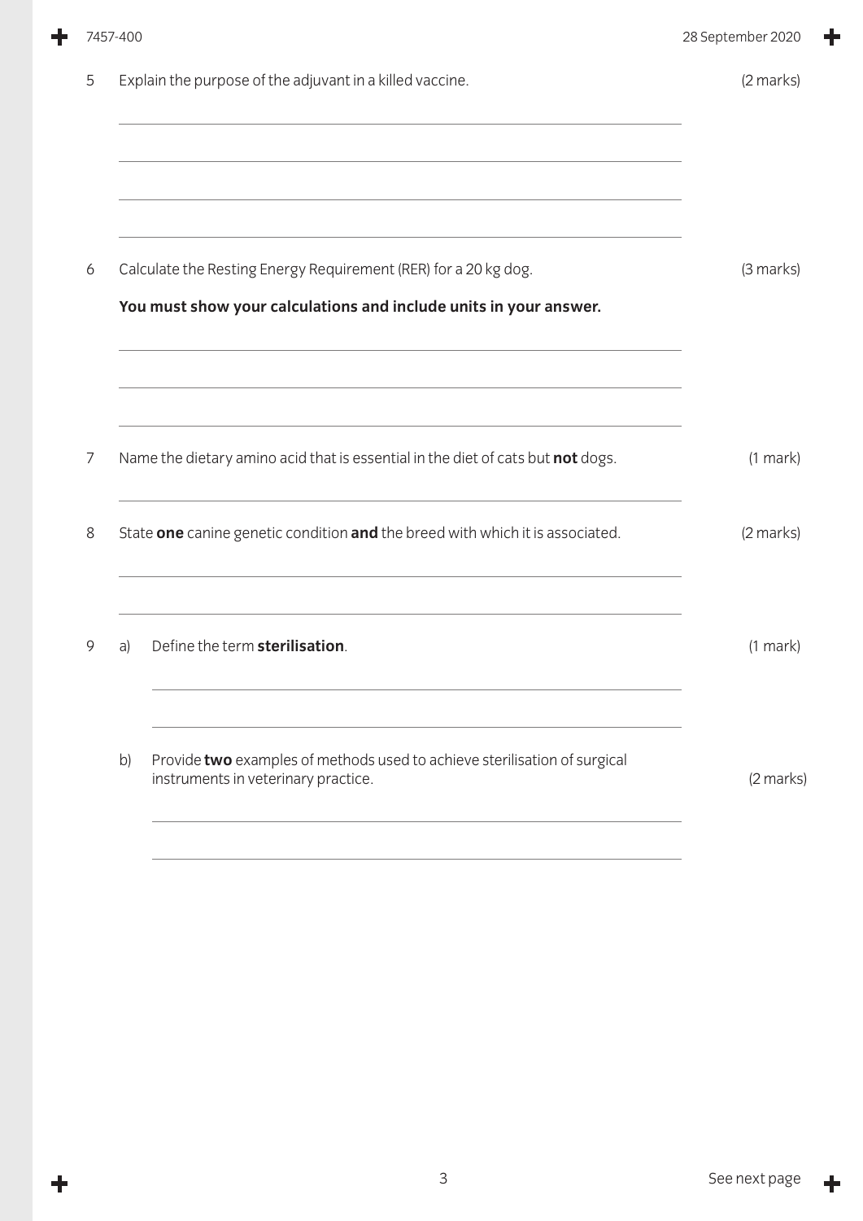5 Explain the purpose of the adjuvant in a killed vaccine. (2 marks)

6 Calculate the Resting Energy Requirement (RER) for a 20 kg dog. (3 marks)

**You must show your calculations and include units in your answer.**

7 Name the dietary amino acid that is essential in the diet of cats but **not** dogs. (1 mark)

8 State **one** canine genetic condition **and** the breed with which it is associated. (2 marks)

9 a) Define the term **sterilisation**. (1 mark)

b) Provide **two** examples of methods used to achieve sterilisation of surgical instruments in veterinary practice. (2 marks)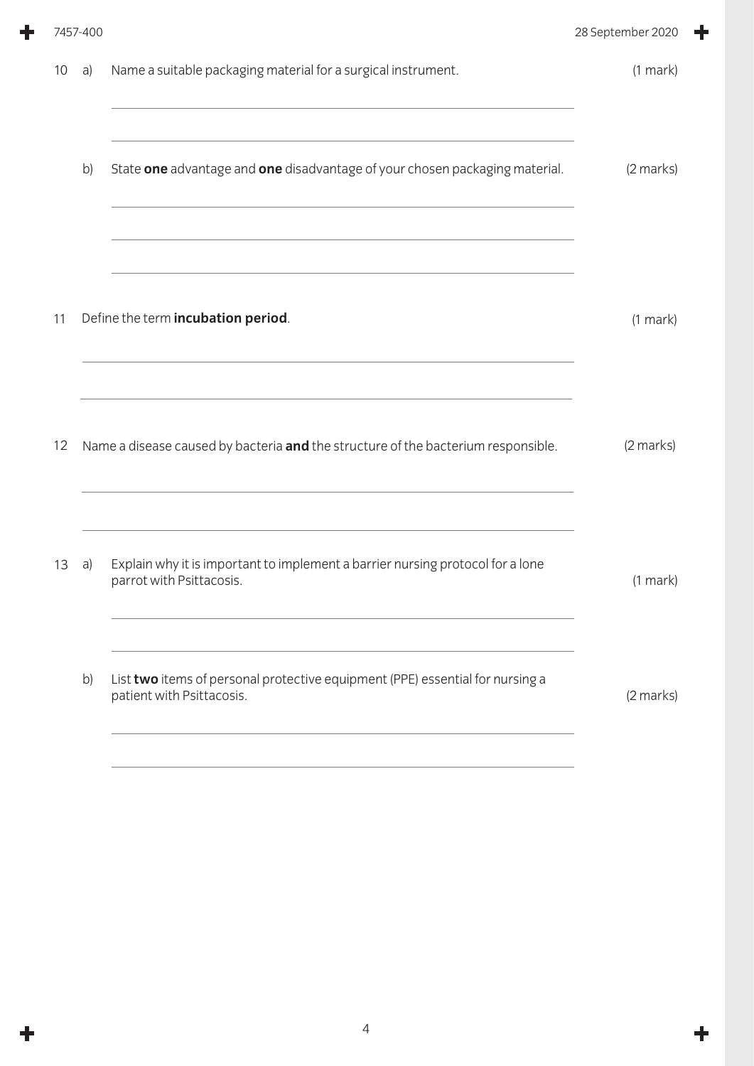10 a) Name a suitable packaging material for a surgical instrument. (1 mark)

b) State **one** advantage and **one** disadvantage of your chosen packaging material. (2 marks)

11 Define the term **incubation period**. (1 mark)

12 Name a disease caused by bacteria **and** the structure of the bacterium responsible. (2 marks)

13 a) Explain why it is important to implement a barrier nursing protocol for a lone parrot with Psittacosis. (1 mark)

b) List **two** items of personal protective equipment (PPE) essential for nursing a patient with Psittacosis. (2 marks)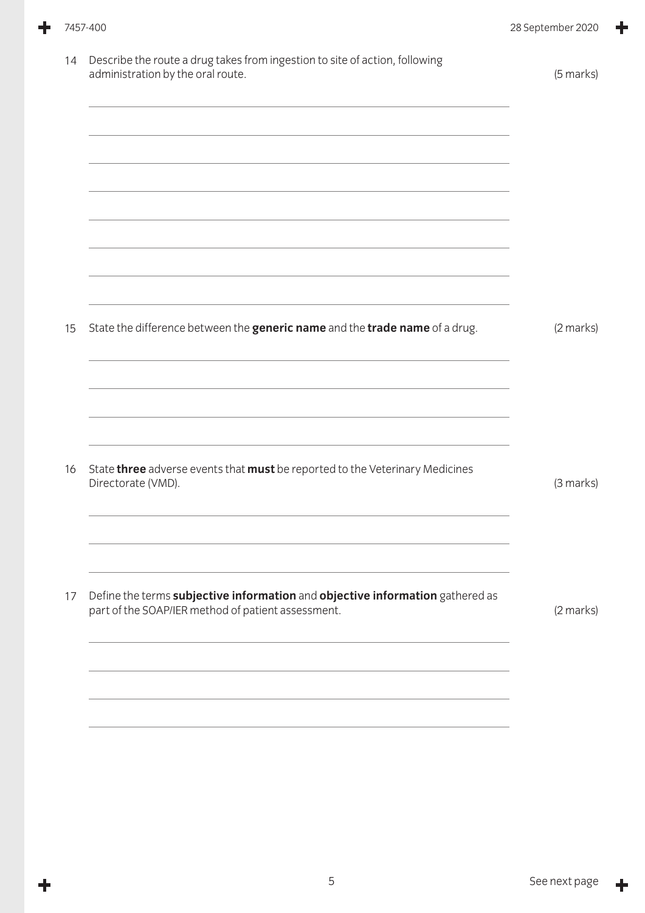14 Describe the route a drug takes from ingestion to site of action, following administration by the oral route. (5 marks)

15 State the difference between the **generic name** and the **trade name** of a drug. (2 marks)

16 State **three** adverse events that **must** be reported to the Veterinary Medicines Directorate (VMD). (3 marks)

17 Define the terms **subjective information** and **objective information** gathered as part of the SOAP/IER method of patient assessment. (2 marks)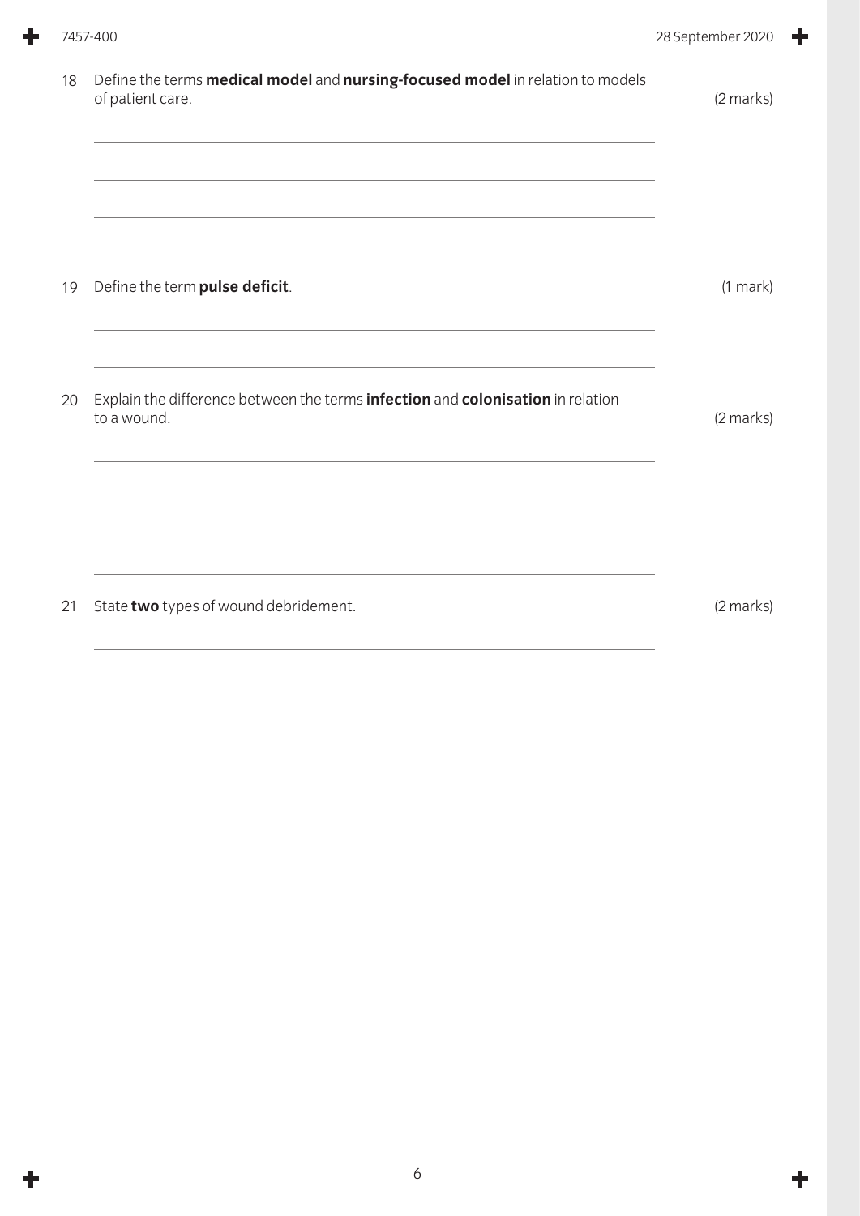18 Define the terms **medical model** and **nursing-focused model** in relation to models of patient care. (2 marks)

19 Define the term **pulse deficit**. (1 mark)

20 Explain the difference between the terms **infection** and **colonisation** in relation to a wound. (2 marks)

21 State **two** types of wound debridement. (2 marks)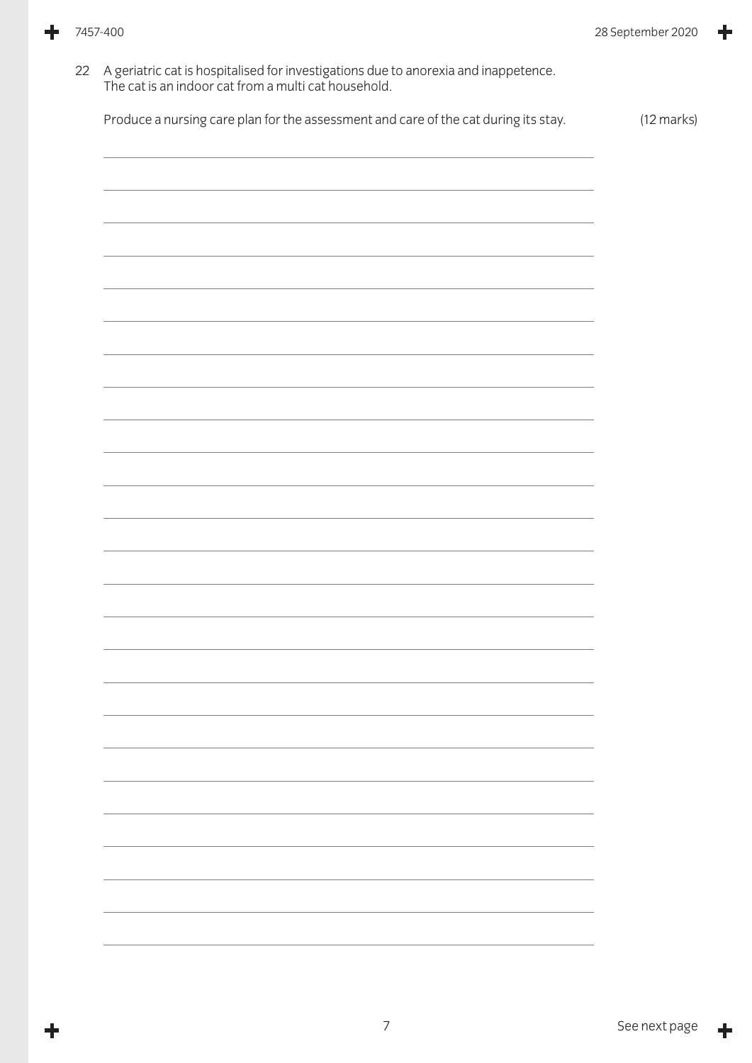22 A geriatric cat is hospitalised for investigations due to anorexia and inappetence. The cat is an indoor cat from a multi cat household.

Produce a nursing care plan for the assessment and care of the cat during its stay. (12 marks)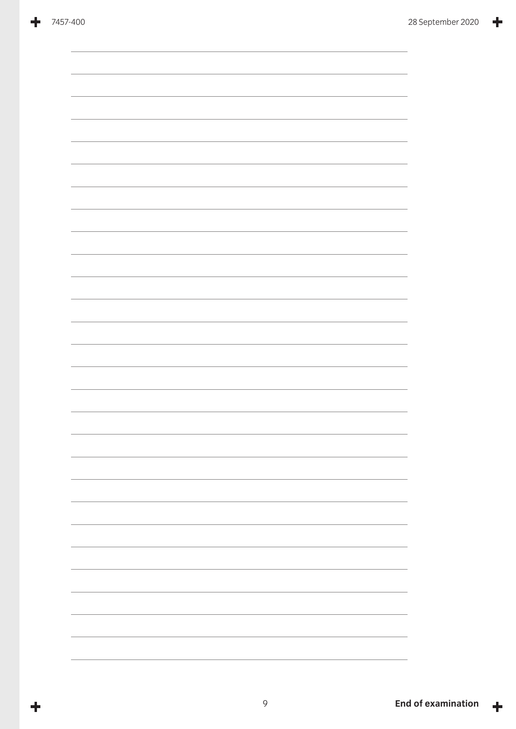**End of examination**